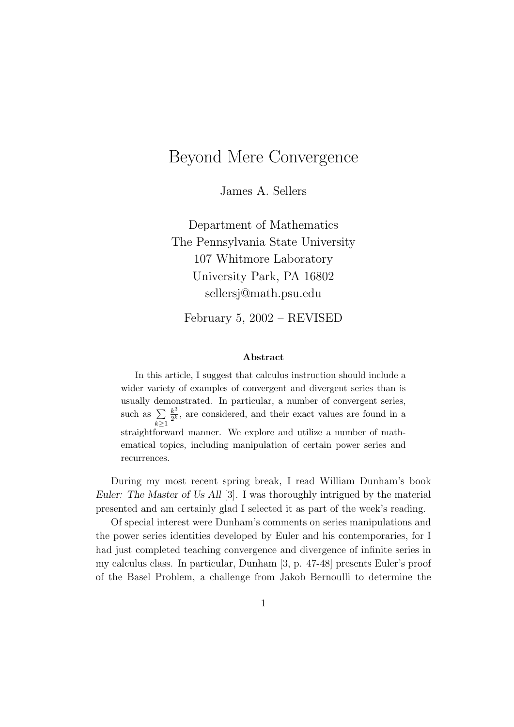# Beyond Mere Convergence

James A. Sellers

Department of Mathematics
The Pennsylvania State University
107 Whitmore Laboratory
University Park, PA 16802
sellersj@math.psu.edu

February 5, 2002 – REVISED

### Abstract

In this article, I suggest that calculus instruction should include a wider variety of examples of convergent and divergent series than is usually demonstrated. In particular, a number of convergent series, such as $\sum_{k\geq 1} \frac{k^3}{2^k}$, are considered, and their exact values are found in a straightforward manner. We explore and utilize a number of mathematical topics, including manipulation of certain power series and recurrences.

During my most recent spring break, I read William Dunham's book *Euler: The Master of Us All* [3]. I was thoroughly intrigued by the material presented and am certainly glad I selected it as part of the week's reading.

Of special interest were Dunham's comments on series manipulations and the power series identities developed by Euler and his contemporaries, for I had just completed teaching convergence and divergence of infinite series in my calculus class. In particular, Dunham [3, p. 47-48] presents Euler's proof of the Basel Problem, a challenge from Jakob Bernoulli to determine the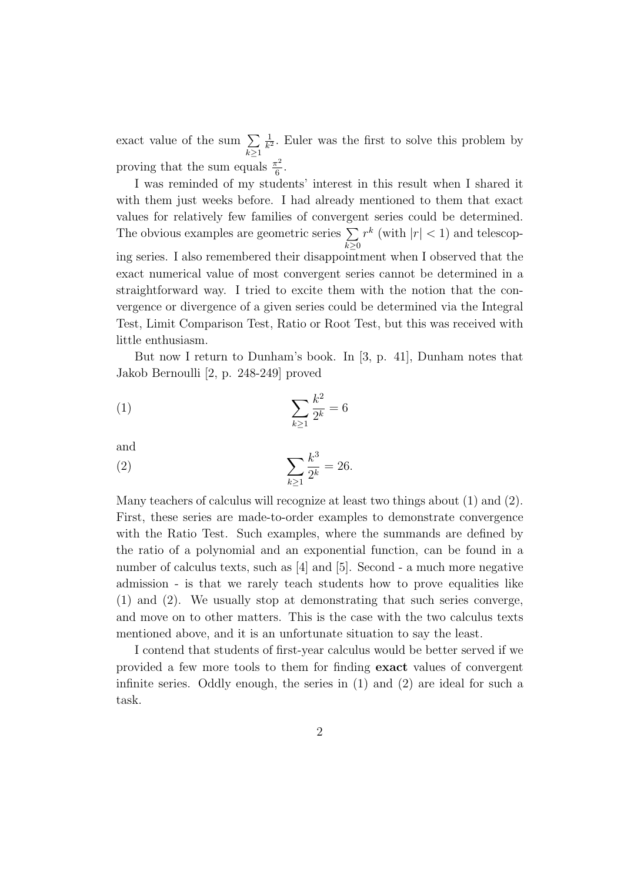exact value of the sum $\sum_{k \geq 1} \frac{1}{k^2}$. Euler was the first to solve this problem by proving that the sum equals $\frac{\pi^2}{6}$.

I was reminded of my students' interest in this result when I shared it with them just weeks before. I had already mentioned to them that exact values for relatively few families of convergent series could be determined. The obvious examples are geometric series $\sum_{k \geq 0} r^k$ (with $|r| < 1$) and telescoping series. I also remembered their disappointment when I observed that the exact numerical value of most convergent series cannot be determined in a straightforward way. I tried to excite them with the notion that the convergence or divergence of a given series could be determined via the Integral Test, Limit Comparison Test, Ratio or Root Test, but this was received with little enthusiasm.

But now I return to Dunham's book. In [3, p. 41], Dunham notes that Jakob Bernoulli [2, p. 248-249] proved

$$\sum_{k \geq 1} \frac{k^2}{2^k} = 6 \tag{1}$$

and

$$\sum_{k \geq 1} \frac{k^3}{2^k} = 26. \tag{2}$$

Many teachers of calculus will recognize at least two things about (1) and (2). First, these series are made-to-order examples to demonstrate convergence with the Ratio Test. Such examples, where the summands are defined by the ratio of a polynomial and an exponential function, can be found in a number of calculus texts, such as [4] and [5]. Second - a much more negative admission - is that we rarely teach students how to prove equalities like (1) and (2). We usually stop at demonstrating that such series converge, and move on to other matters. This is the case with the two calculus texts mentioned above, and it is an unfortunate situation to say the least.

I contend that students of first-year calculus would be better served if we provided a few more tools to them for finding **exact** values of convergent infinite series. Oddly enough, the series in (1) and (2) are ideal for such a task.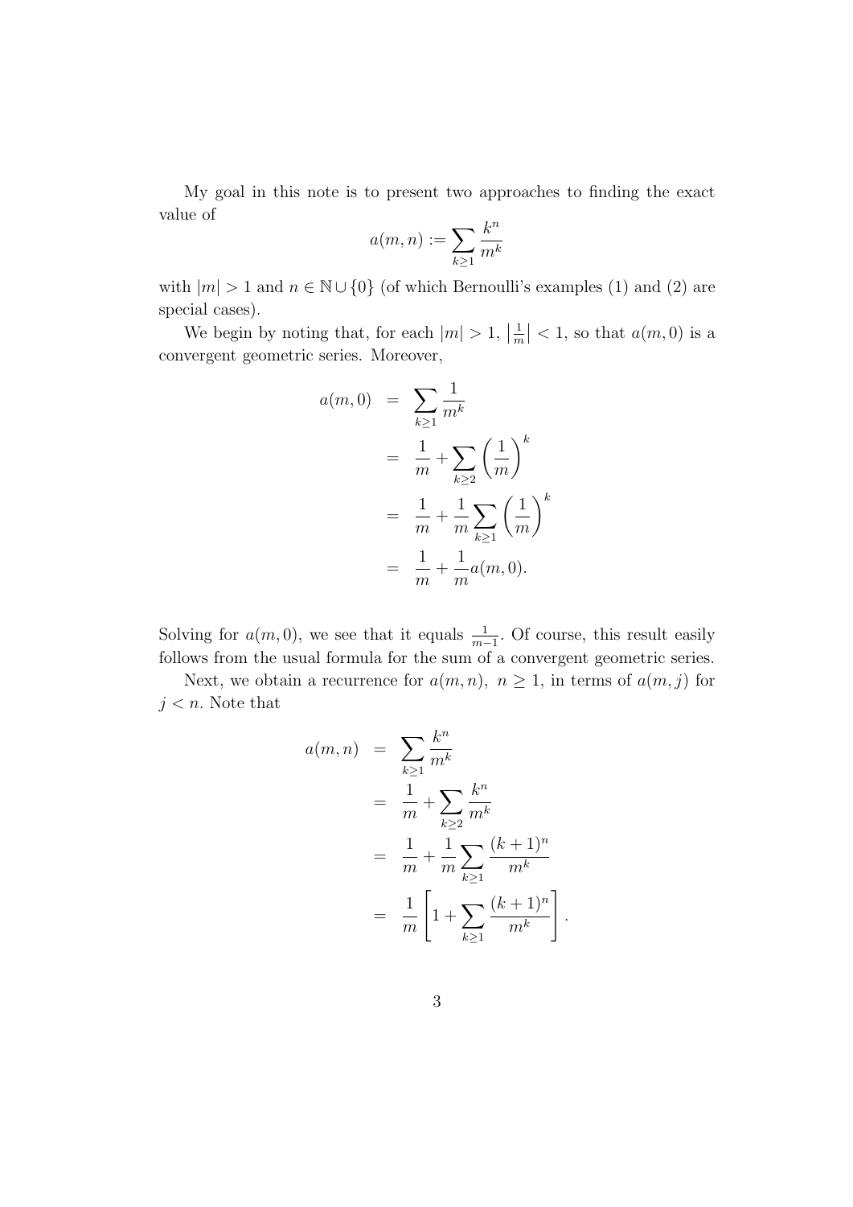My goal in this note is to present two approaches to finding the exact value of

$$a(m,n) := \sum_{k\geq 1} \frac{k^n}{m^k}$$

with $|m| > 1$ and $n \in \mathbb{N} \cup \{0\}$ (of which Bernoulli's examples (1) and (2) are special cases).

We begin by noting that, for each $|m| > 1$, $\left|\frac{1}{m}\right| < 1$, so that $a(m,0)$ is a convergent geometric series. Moreover,

$$\begin{aligned}
a(m,0) &= \sum_{k\geq 1} \frac{1}{m^k} \\
&= \frac{1}{m} + \sum_{k\geq 2} \left(\frac{1}{m}\right)^k \\
&= \frac{1}{m} + \frac{1}{m} \sum_{k\geq 1} \left(\frac{1}{m}\right)^k \\
&= \frac{1}{m} + \frac{1}{m} a(m,0).
\end{aligned}$$

Solving for $a(m,0)$, we see that it equals $\frac{1}{m-1}$. Of course, this result easily follows from the usual formula for the sum of a convergent geometric series.

Next, we obtain a recurrence for $a(m,n)$, $n \geq 1$, in terms of $a(m,j)$ for $j < n$. Note that

$$\begin{aligned}
a(m,n) &= \sum_{k\geq 1} \frac{k^n}{m^k} \\
&= \frac{1}{m} + \sum_{k\geq 2} \frac{k^n}{m^k} \\
&= \frac{1}{m} + \frac{1}{m} \sum_{k\geq 1} \frac{(k+1)^n}{m^k} \\
&= \frac{1}{m} \left[ 1 + \sum_{k\geq 1} \frac{(k+1)^n}{m^k} \right].
\end{aligned}$$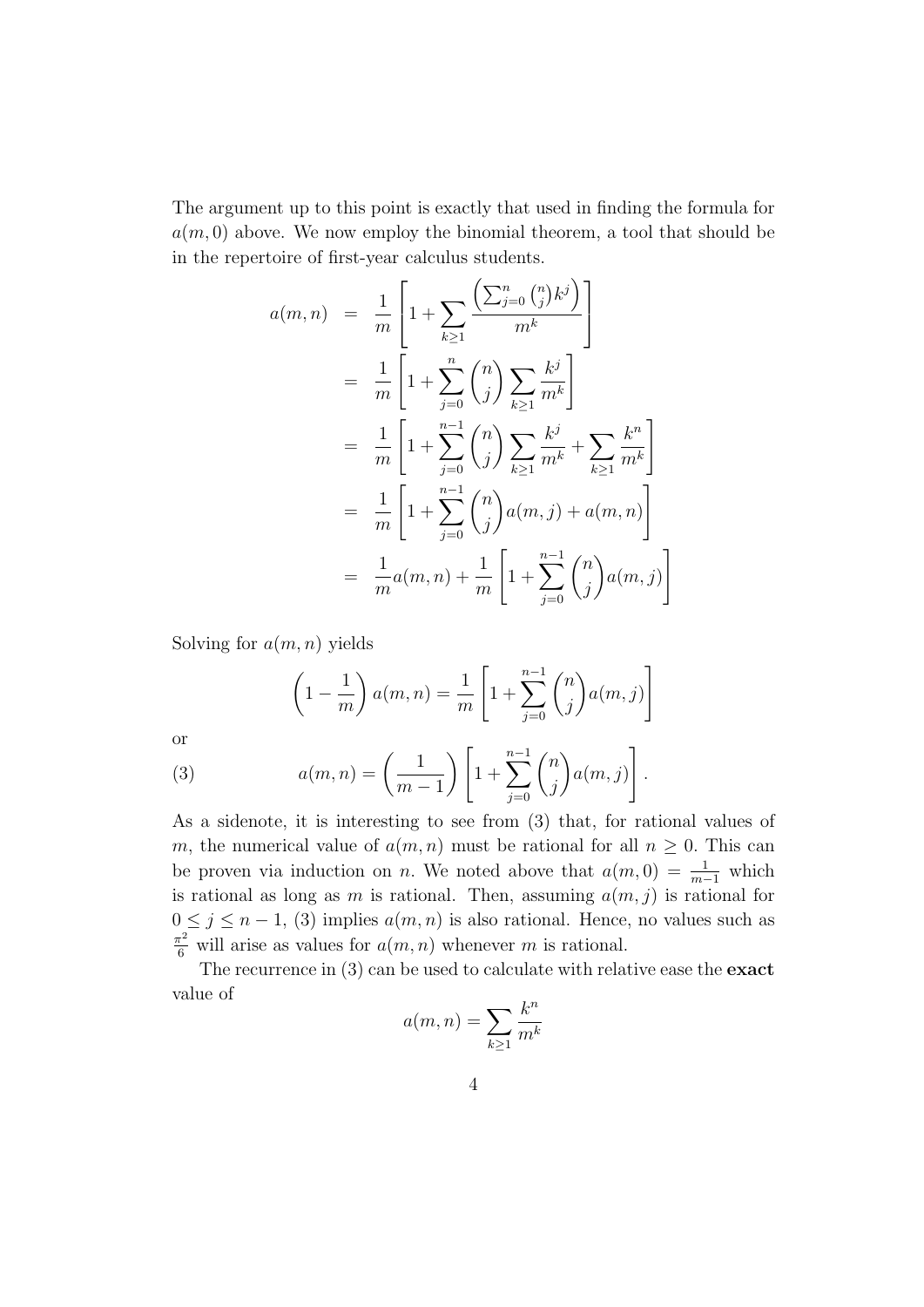The argument up to this point is exactly that used in finding the formula for $a(m,0)$ above. We now employ the binomial theorem, a tool that should be in the repertoire of first-year calculus students.

$$
\begin{aligned}
a(m,n) &= \frac{1}{m}\left[1 + \sum_{k\geq 1} \frac{\left(\sum_{j=0}^{n}\binom{n}{j}k^j\right)}{m^k}\right] \\
&= \frac{1}{m}\left[1 + \sum_{j=0}^{n}\binom{n}{j}\sum_{k\geq 1}\frac{k^j}{m^k}\right] \\
&= \frac{1}{m}\left[1 + \sum_{j=0}^{n-1}\binom{n}{j}\sum_{k\geq 1}\frac{k^j}{m^k} + \sum_{k\geq 1}\frac{k^n}{m^k}\right] \\
&= \frac{1}{m}\left[1 + \sum_{j=0}^{n-1}\binom{n}{j}a(m,j) + a(m,n)\right] \\
&= \frac{1}{m}a(m,n) + \frac{1}{m}\left[1 + \sum_{j=0}^{n-1}\binom{n}{j}a(m,j)\right]
\end{aligned}
$$

Solving for $a(m,n)$ yields

$$
\left(1 - \frac{1}{m}\right)a(m,n) = \frac{1}{m}\left[1 + \sum_{j=0}^{n-1}\binom{n}{j}a(m,j)\right]
$$

or

$$
a(m,n) = \left(\frac{1}{m-1}\right)\left[1 + \sum_{j=0}^{n-1}\binom{n}{j}a(m,j)\right]. \tag{3}
$$

As a sidenote, it is interesting to see from (3) that, for rational values of $m$, the numerical value of $a(m,n)$ must be rational for all $n \geq 0$. This can be proven via induction on $n$. We noted above that $a(m,0) = \frac{1}{m-1}$ which is rational as long as $m$ is rational. Then, assuming $a(m,j)$ is rational for $0 \leq j \leq n-1$, (3) implies $a(m,n)$ is also rational. Hence, no values such as $\frac{\pi^2}{6}$ will arise as values for $a(m,n)$ whenever $m$ is rational.

The recurrence in (3) can be used to calculate with relative ease the **exact** value of

$$
a(m,n) = \sum_{k\geq 1}\frac{k^n}{m^k}
$$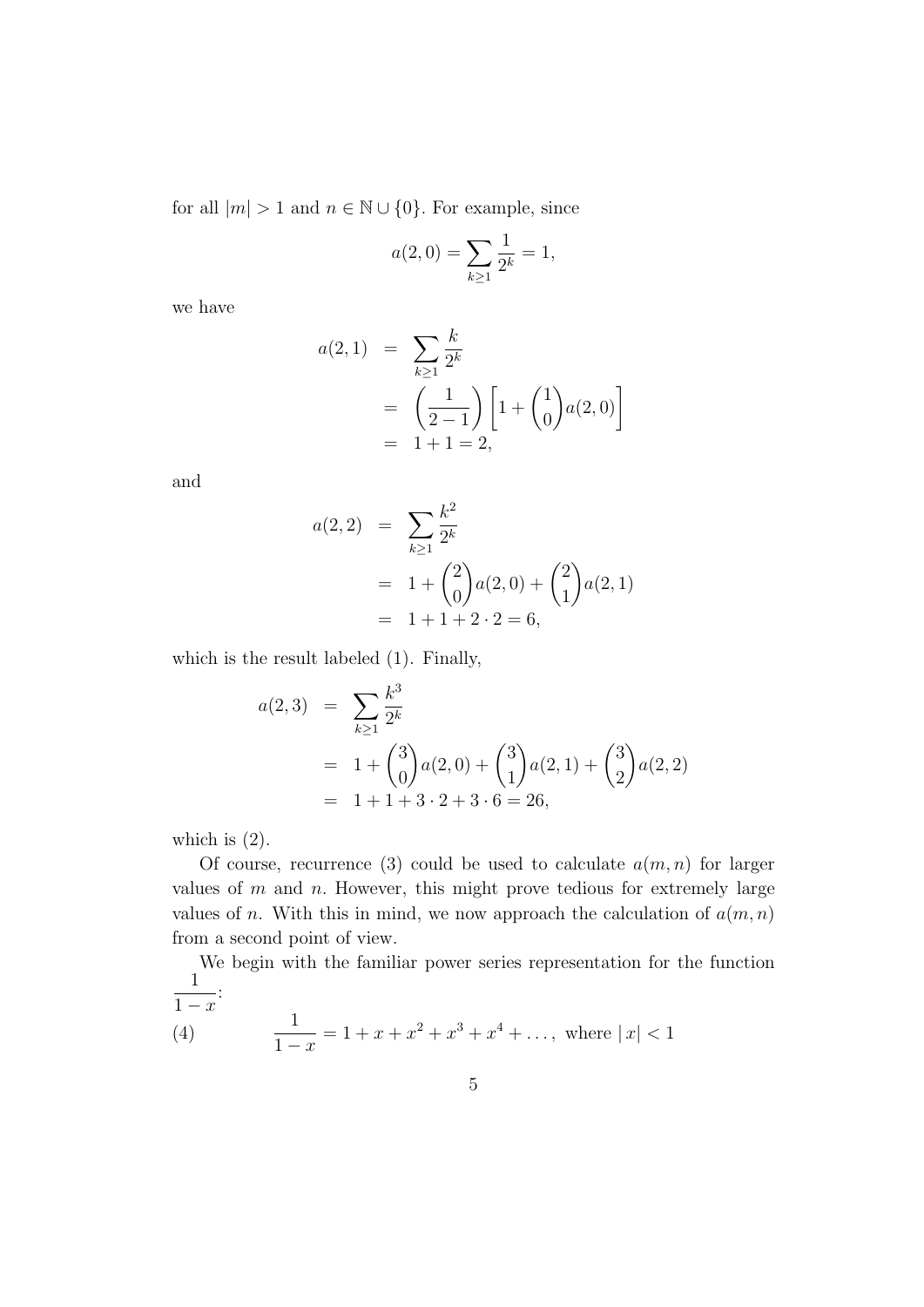for all $|m| > 1$ and $n \in \mathbb{N} \cup \{0\}$. For example, since

$$a(2,0) = \sum_{k \geq 1} \frac{1}{2^k} = 1,$$

we have

$$\begin{aligned} a(2,1) &= \sum_{k \geq 1} \frac{k}{2^k} \\ &= \left(\frac{1}{2-1}\right)\left[1 + \binom{1}{0} a(2,0)\right] \\ &= 1 + 1 = 2, \end{aligned}$$

and

$$\begin{aligned} a(2,2) &= \sum_{k \geq 1} \frac{k^2}{2^k} \\ &= 1 + \binom{2}{0} a(2,0) + \binom{2}{1} a(2,1) \\ &= 1 + 1 + 2 \cdot 2 = 6, \end{aligned}$$

which is the result labeled (1). Finally,

$$\begin{aligned} a(2,3) &= \sum_{k \geq 1} \frac{k^3}{2^k} \\ &= 1 + \binom{3}{0} a(2,0) + \binom{3}{1} a(2,1) + \binom{3}{2} a(2,2) \\ &= 1 + 1 + 3 \cdot 2 + 3 \cdot 6 = 26, \end{aligned}$$

which is (2).

Of course, recurrence (3) could be used to calculate $a(m,n)$ for larger values of $m$ and $n$. However, this might prove tedious for extremely large values of $n$. With this in mind, we now approach the calculation of $a(m,n)$ from a second point of view.

We begin with the familiar power series representation for the function $\dfrac{1}{1-x}$:

$$\frac{1}{1-x} = 1 + x + x^2 + x^3 + x^4 + \ldots, \text{ where } |x| < 1 \tag{4}$$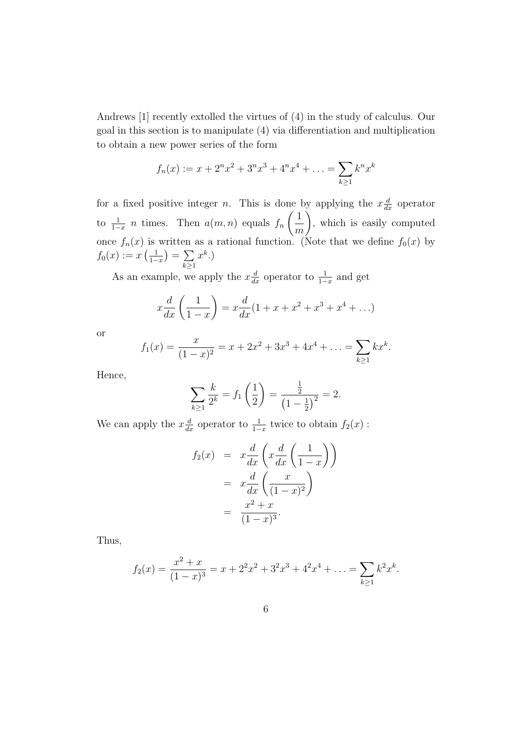Andrews [1] recently extolled the virtues of (4) in the study of calculus. Our goal in this section is to manipulate (4) via differentiation and multiplication to obtain a new power series of the form

$$f_n(x) := x + 2^n x^2 + 3^n x^3 + 4^n x^4 + \ldots = \sum_{k \geq 1} k^n x^k$$

for a fixed positive integer $n$. This is done by applying the $x\frac{d}{dx}$ operator to $\frac{1}{1-x}$ $n$ times. Then $a(m,n)$ equals $f_n\left(\frac{1}{m}\right)$, which is easily computed once $f_n(x)$ is written as a rational function. (Note that we define $f_0(x)$ by $f_0(x) := x\left(\frac{1}{1-x}\right) = \sum_{k \geq 1} x^k$.)

As an example, we apply the $x\frac{d}{dx}$ operator to $\frac{1}{1-x}$ and get

$$x\frac{d}{dx}\left(\frac{1}{1-x}\right) = x\frac{d}{dx}(1 + x + x^2 + x^3 + x^4 + \ldots)$$

or

$$f_1(x) = \frac{x}{(1-x)^2} = x + 2x^2 + 3x^3 + 4x^4 + \ldots = \sum_{k \geq 1} kx^k.$$

Hence,

$$\sum_{k \geq 1} \frac{k}{2^k} = f_1\left(\frac{1}{2}\right) = \frac{\frac{1}{2}}{\left(1 - \frac{1}{2}\right)^2} = 2.$$

We can apply the $x\frac{d}{dx}$ operator to $\frac{1}{1-x}$ twice to obtain $f_2(x)$ :

$$\begin{aligned} f_2(x) &= x\frac{d}{dx}\left(x\frac{d}{dx}\left(\frac{1}{1-x}\right)\right) \\ &= x\frac{d}{dx}\left(\frac{x}{(1-x)^2}\right) \\ &= \frac{x^2 + x}{(1-x)^3}. \end{aligned}$$

Thus,

$$f_2(x) = \frac{x^2 + x}{(1-x)^3} = x + 2^2x^2 + 3^2x^3 + 4^2x^4 + \ldots = \sum_{k \geq 1} k^2 x^k.$$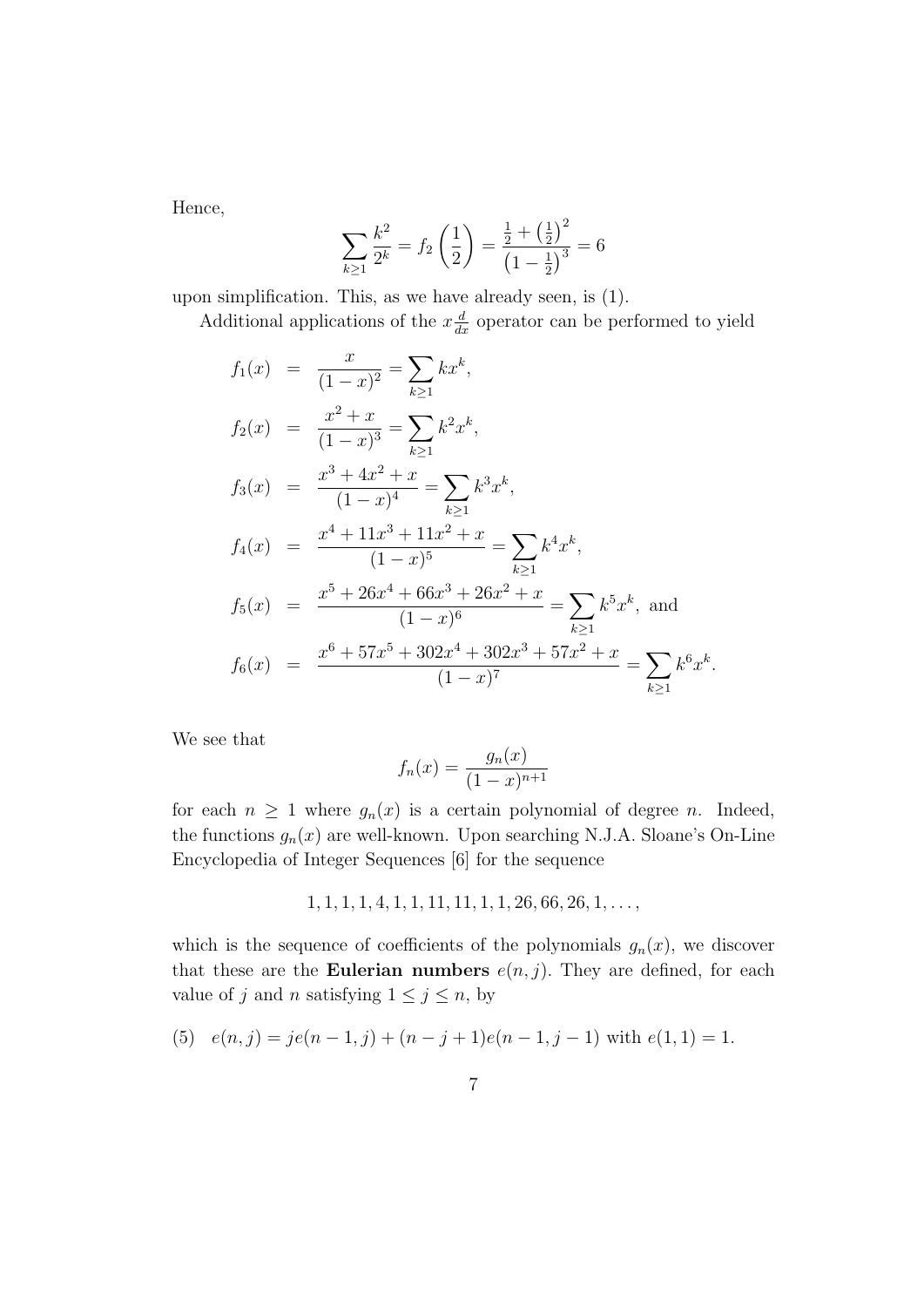Hence,

$$\sum_{k\geq 1} \frac{k^2}{2^k} = f_2\left(\frac{1}{2}\right) = \frac{\frac{1}{2} + \left(\frac{1}{2}\right)^2}{\left(1-\frac{1}{2}\right)^3} = 6$$

upon simplification. This, as we have already seen, is (1).

Additional applications of the $x\frac{d}{dx}$ operator can be performed to yield

$$\begin{aligned}
f_1(x) &= \frac{x}{(1-x)^2} = \sum_{k\geq 1} kx^k, \\
f_2(x) &= \frac{x^2+x}{(1-x)^3} = \sum_{k\geq 1} k^2x^k, \\
f_3(x) &= \frac{x^3+4x^2+x}{(1-x)^4} = \sum_{k\geq 1} k^3x^k, \\
f_4(x) &= \frac{x^4+11x^3+11x^2+x}{(1-x)^5} = \sum_{k\geq 1} k^4x^k, \\
f_5(x) &= \frac{x^5+26x^4+66x^3+26x^2+x}{(1-x)^6} = \sum_{k\geq 1} k^5x^k, \text{ and} \\
f_6(x) &= \frac{x^6+57x^5+302x^4+302x^3+57x^2+x}{(1-x)^7} = \sum_{k\geq 1} k^6x^k.
\end{aligned}$$

We see that

$$f_n(x) = \frac{g_n(x)}{(1-x)^{n+1}}$$

for each $n \geq 1$ where $g_n(x)$ is a certain polynomial of degree $n$. Indeed, the functions $g_n(x)$ are well-known. Upon searching N.J.A. Sloane's On-Line Encyclopedia of Integer Sequences [6] for the sequence

$$1, 1, 1, 1, 4, 1, 1, 11, 11, 1, 1, 26, 66, 26, 1, \ldots,$$

which is the sequence of coefficients of the polynomials $g_n(x)$, we discover that these are the **Eulerian numbers** $e(n, j)$. They are defined, for each value of $j$ and $n$ satisfying $1 \leq j \leq n$, by

(5) $\quad e(n, j) = je(n-1, j) + (n-j+1)e(n-1, j-1)$ with $e(1, 1) = 1$.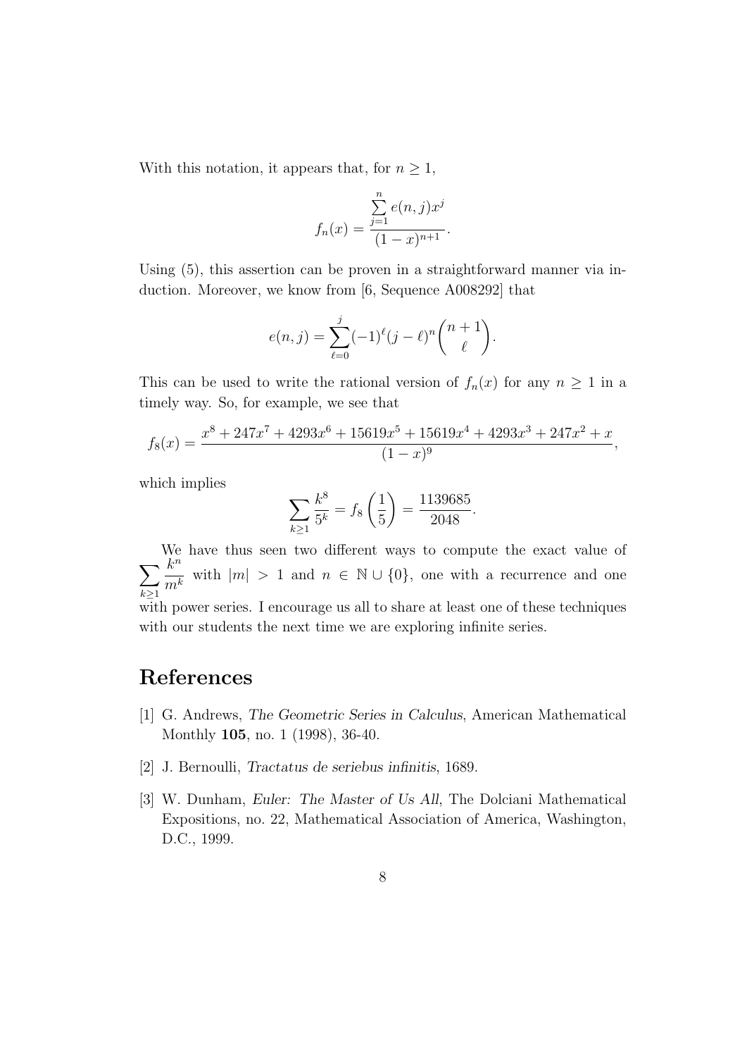With this notation, it appears that, for $n \geq 1$,

$$f_n(x) = \frac{\sum_{j=1}^{n} e(n,j)x^j}{(1-x)^{n+1}}.$$

Using (5), this assertion can be proven in a straightforward manner via induction. Moreover, we know from [6, Sequence A008292] that

$$e(n,j) = \sum_{\ell=0}^{j} (-1)^\ell (j-\ell)^n \binom{n+1}{\ell}.$$

This can be used to write the rational version of $f_n(x)$ for any $n \geq 1$ in a timely way. So, for example, we see that

$$f_8(x) = \frac{x^8 + 247x^7 + 4293x^6 + 15619x^5 + 15619x^4 + 4293x^3 + 247x^2 + x}{(1-x)^9},$$

which implies

$$\sum_{k \geq 1} \frac{k^8}{5^k} = f_8\left(\frac{1}{5}\right) = \frac{1139685}{2048}.$$

We have thus seen two different ways to compute the exact value of $\sum_{k \geq 1} \frac{k^n}{m^k}$ with $|m| > 1$ and $n \in \mathbb{N} \cup \{0\}$, one with a recurrence and one with power series. I encourage us all to share at least one of these techniques with our students the next time we are exploring infinite series.

# References

[1] G. Andrews, *The Geometric Series in Calculus*, American Mathematical Monthly **105**, no. 1 (1998), 36-40.

[2] J. Bernoulli, *Tractatus de seriebus infinitis*, 1689.

[3] W. Dunham, *Euler: The Master of Us All*, The Dolciani Mathematical Expositions, no. 22, Mathematical Association of America, Washington, D.C., 1999.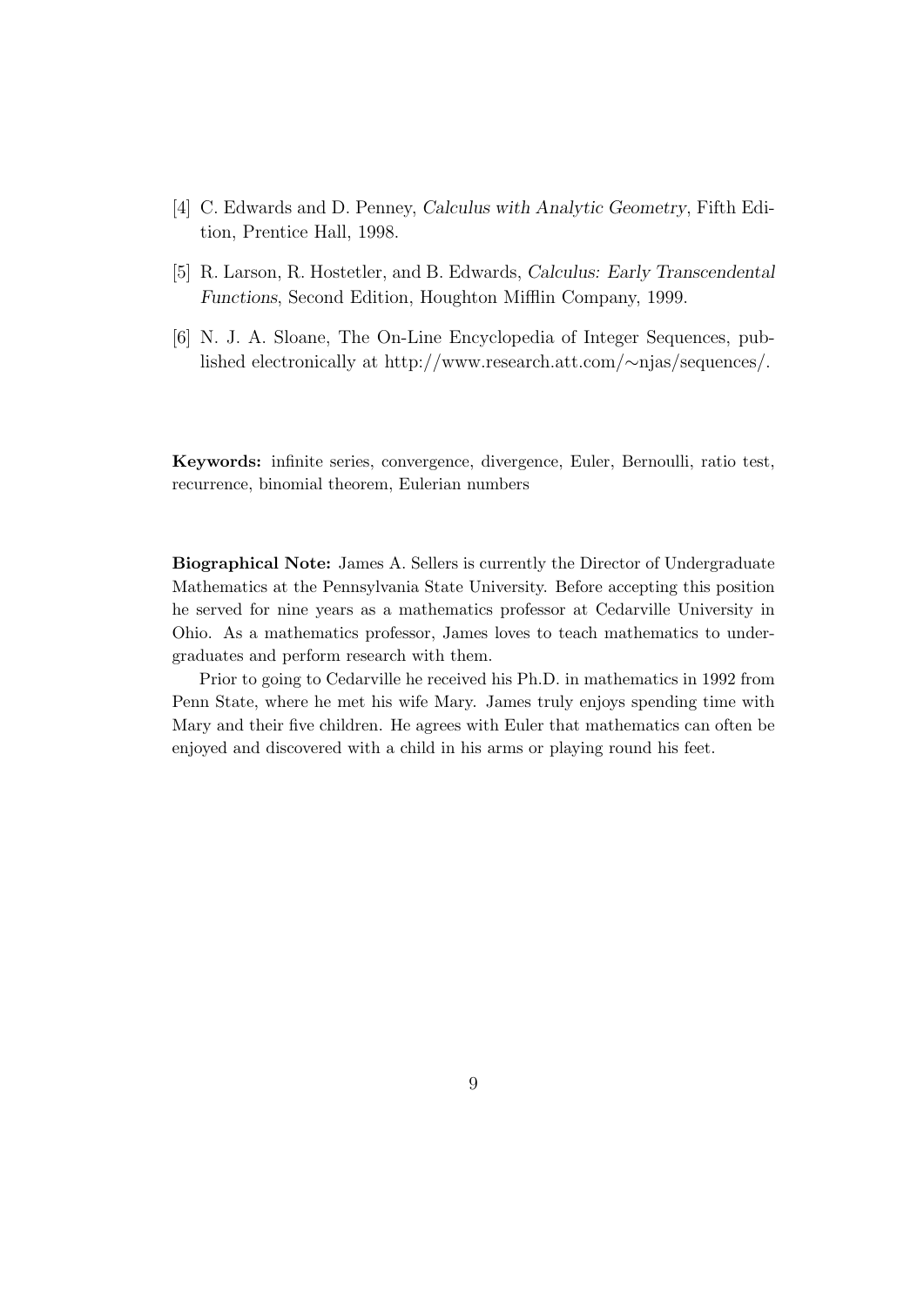[4] C. Edwards and D. Penney, *Calculus with Analytic Geometry*, Fifth Edition, Prentice Hall, 1998.

[5] R. Larson, R. Hostetler, and B. Edwards, *Calculus: Early Transcendental Functions*, Second Edition, Houghton Mifflin Company, 1999.

[6] N. J. A. Sloane, The On-Line Encyclopedia of Integer Sequences, published electronically at http://www.research.att.com/∼njas/sequences/.

**Keywords:** infinite series, convergence, divergence, Euler, Bernoulli, ratio test, recurrence, binomial theorem, Eulerian numbers

**Biographical Note:** James A. Sellers is currently the Director of Undergraduate Mathematics at the Pennsylvania State University. Before accepting this position he served for nine years as a mathematics professor at Cedarville University in Ohio. As a mathematics professor, James loves to teach mathematics to undergraduates and perform research with them.

Prior to going to Cedarville he received his Ph.D. in mathematics in 1992 from Penn State, where he met his wife Mary. James truly enjoys spending time with Mary and their five children. He agrees with Euler that mathematics can often be enjoyed and discovered with a child in his arms or playing round his feet.